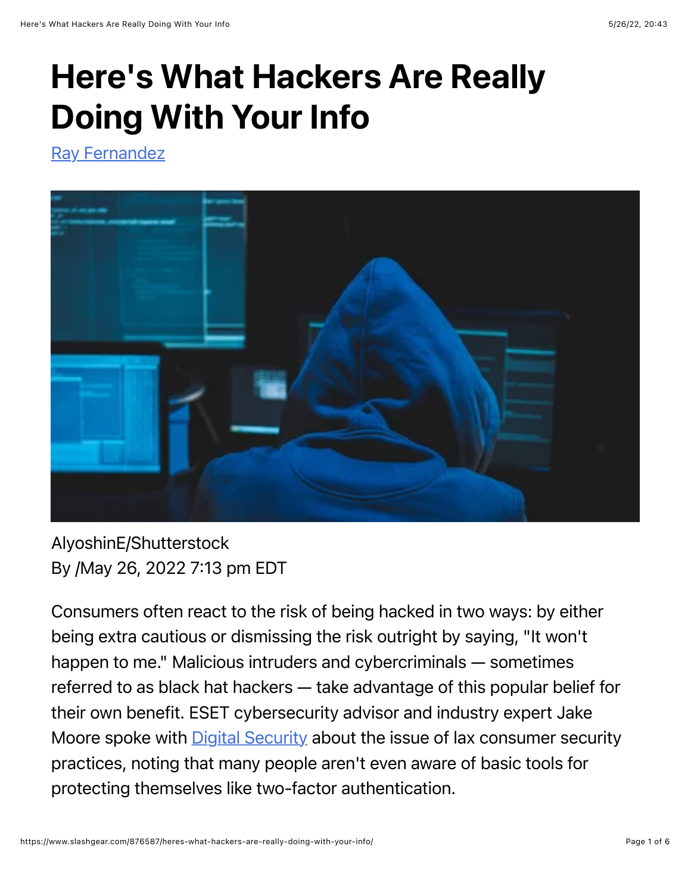# Here's What Hackers Are Really Doing With Your Info

Ray Fernandez

AlyoshinE/Shutterstock

By /May 26, 2022 7:13 pm EDT

Consumers often react to the risk of being hacked in two ways: by either being extra cautious or dismissing the risk outright by saying, "It won't happen to me." Malicious intruders and cybercriminals — sometimes referred to as black hat hackers — take advantage of this popular belief for their own benefit. ESET cybersecurity advisor and industry expert Jake Moore spoke with Digital Security about the issue of lax consumer security practices, noting that many people aren't even aware of basic tools for protecting themselves like two-factor authentication.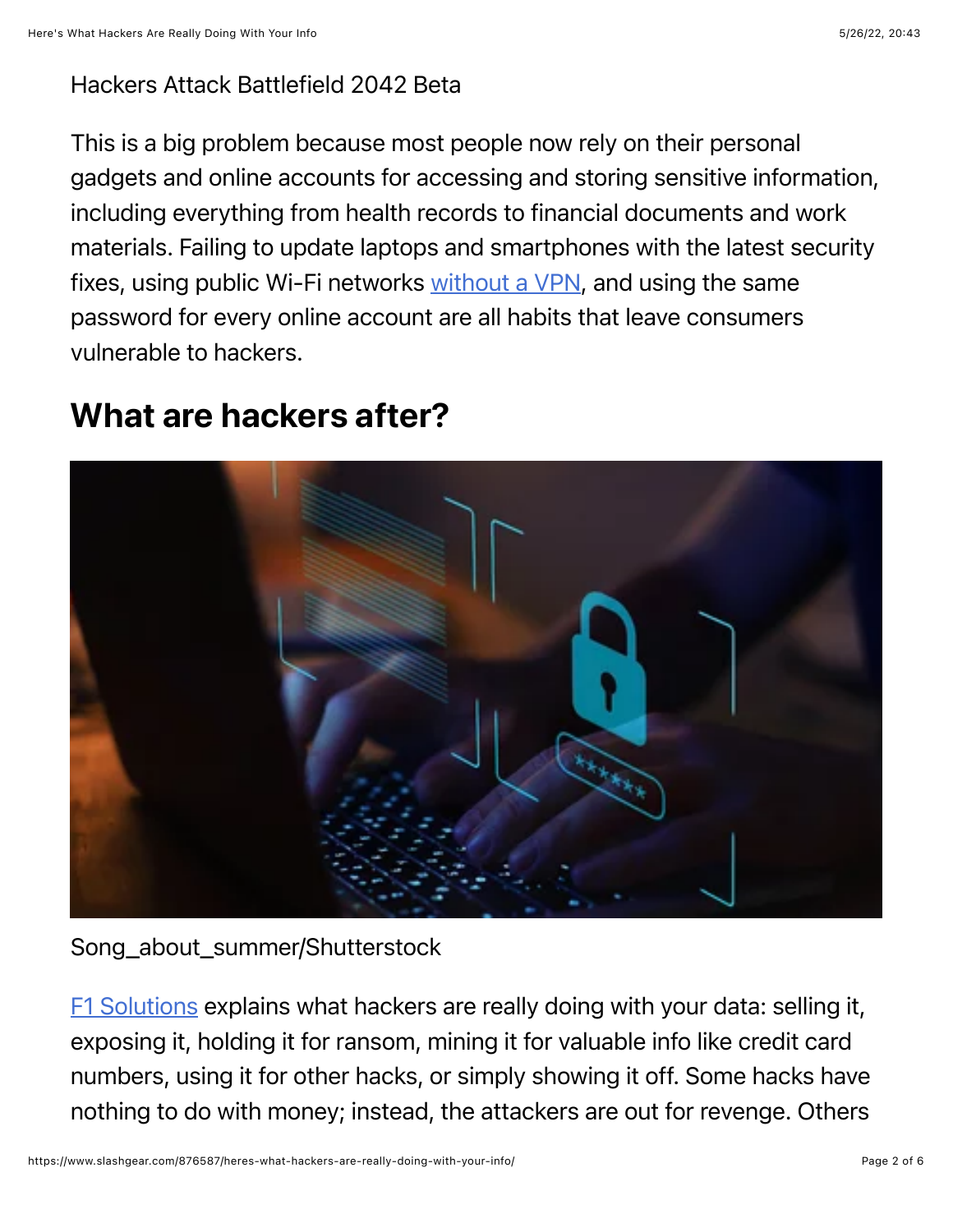Hackers Attack Battlefield 2042 Beta

This is a big problem because most people now rely on their personal gadgets and online accounts for accessing and storing sensitive information, including everything from health records to financial documents and work materials. Failing to update laptops and smartphones with the latest security fixes, using public Wi-Fi networks [without a VPN](), and using the same password for every online account are all habits that leave consumers vulnerable to hackers.

## What are hackers after?

Song_about_summer/Shutterstock

[F1 Solutions]() explains what hackers are really doing with your data: selling it, exposing it, holding it for ransom, mining it for valuable info like credit card numbers, using it for other hacks, or simply showing it off. Some hacks have nothing to do with money; instead, the attackers are out for revenge. Others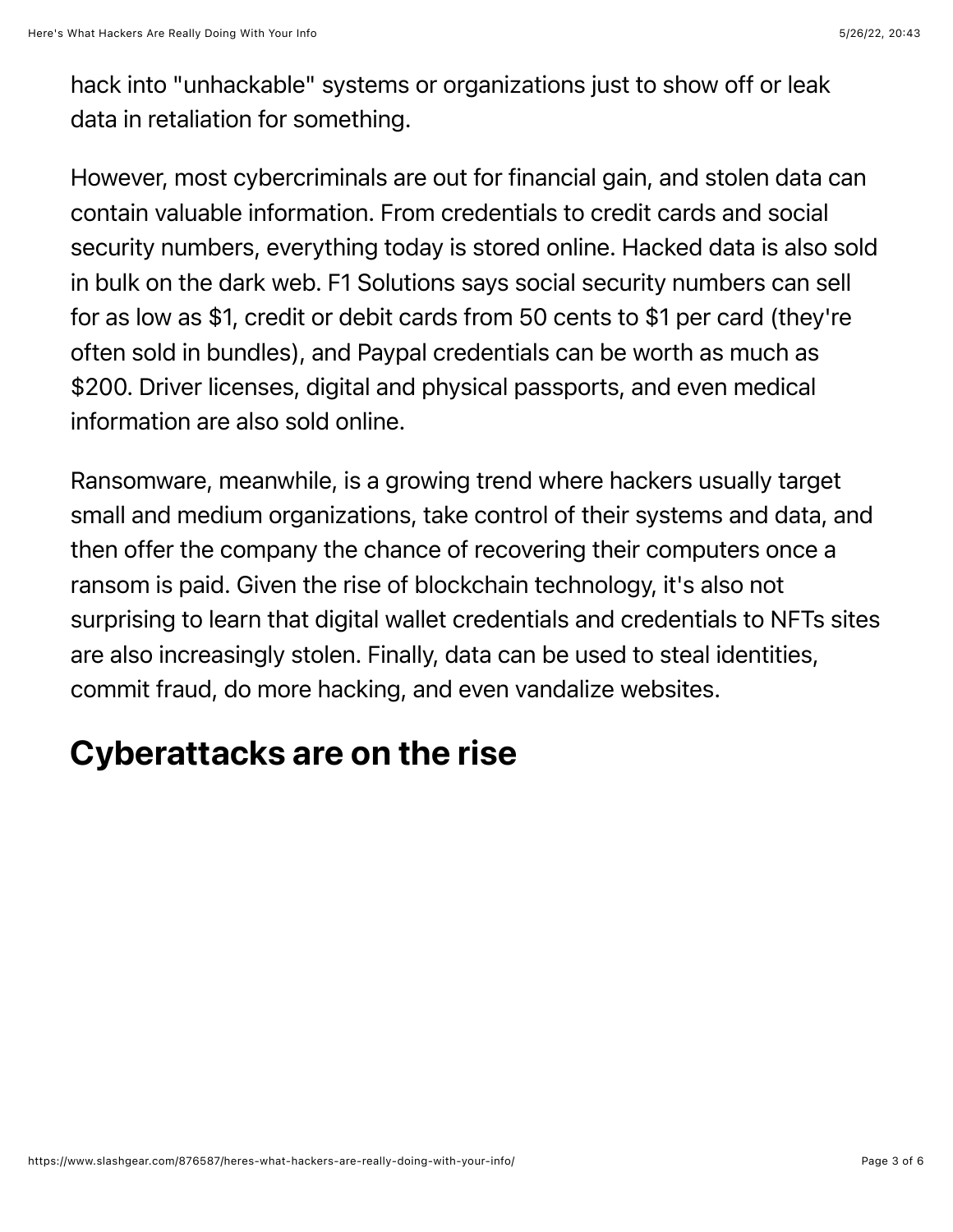hack into "unhackable" systems or organizations just to show off or leak data in retaliation for something.

However, most cybercriminals are out for financial gain, and stolen data can contain valuable information. From credentials to credit cards and social security numbers, everything today is stored online. Hacked data is also sold in bulk on the dark web. F1 Solutions says social security numbers can sell for as low as $1, credit or debit cards from 50 cents to $1 per card (they're often sold in bundles), and Paypal credentials can be worth as much as $200. Driver licenses, digital and physical passports, and even medical information are also sold online.

Ransomware, meanwhile, is a growing trend where hackers usually target small and medium organizations, take control of their systems and data, and then offer the company the chance of recovering their computers once a ransom is paid. Given the rise of blockchain technology, it's also not surprising to learn that digital wallet credentials and credentials to NFTs sites are also increasingly stolen. Finally, data can be used to steal identities, commit fraud, do more hacking, and even vandalize websites.

## Cyberattacks are on the rise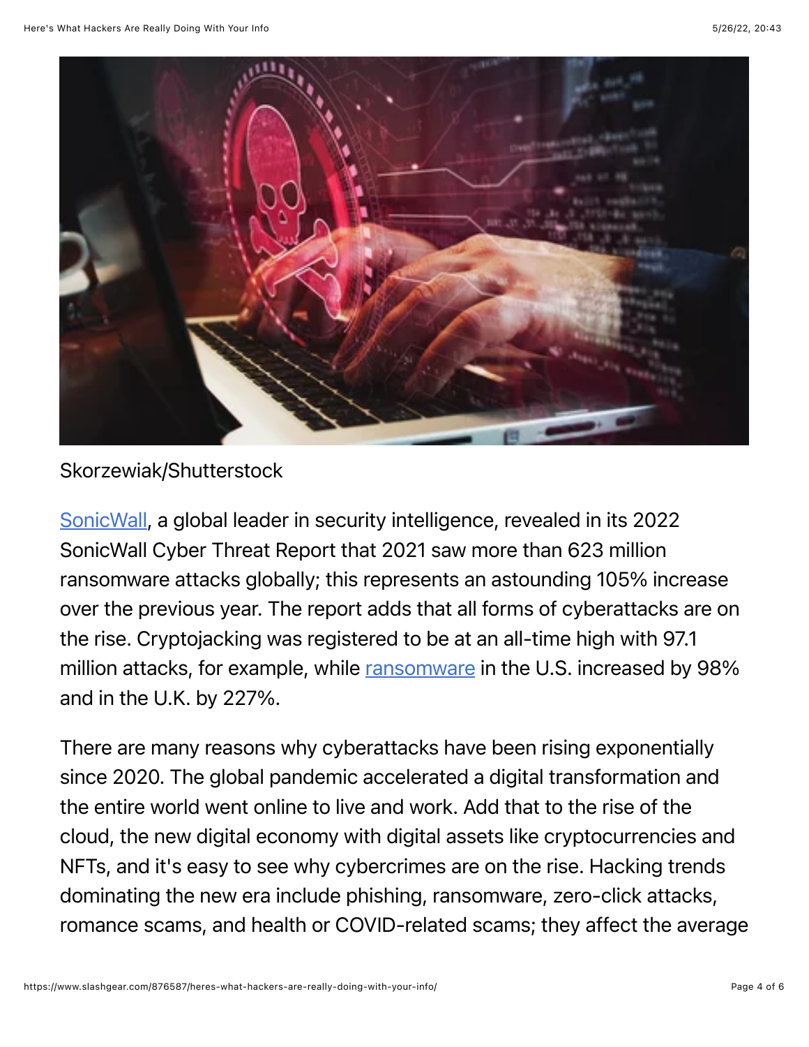Skorzewiak/Shutterstock

[SonicWall](), a global leader in security intelligence, revealed in its 2022 SonicWall Cyber Threat Report that 2021 saw more than 623 million ransomware attacks globally; this represents an astounding 105% increase over the previous year. The report adds that all forms of cyberattacks are on the rise. Cryptojacking was registered to be at an all-time high with 97.1 million attacks, for example, while [ransomware]() in the U.S. increased by 98% and in the U.K. by 227%.

There are many reasons why cyberattacks have been rising exponentially since 2020. The global pandemic accelerated a digital transformation and the entire world went online to live and work. Add that to the rise of the cloud, the new digital economy with digital assets like cryptocurrencies and NFTs, and it's easy to see why cybercrimes are on the rise. Hacking trends dominating the new era include phishing, ransomware, zero-click attacks, romance scams, and health or COVID-related scams; they affect the average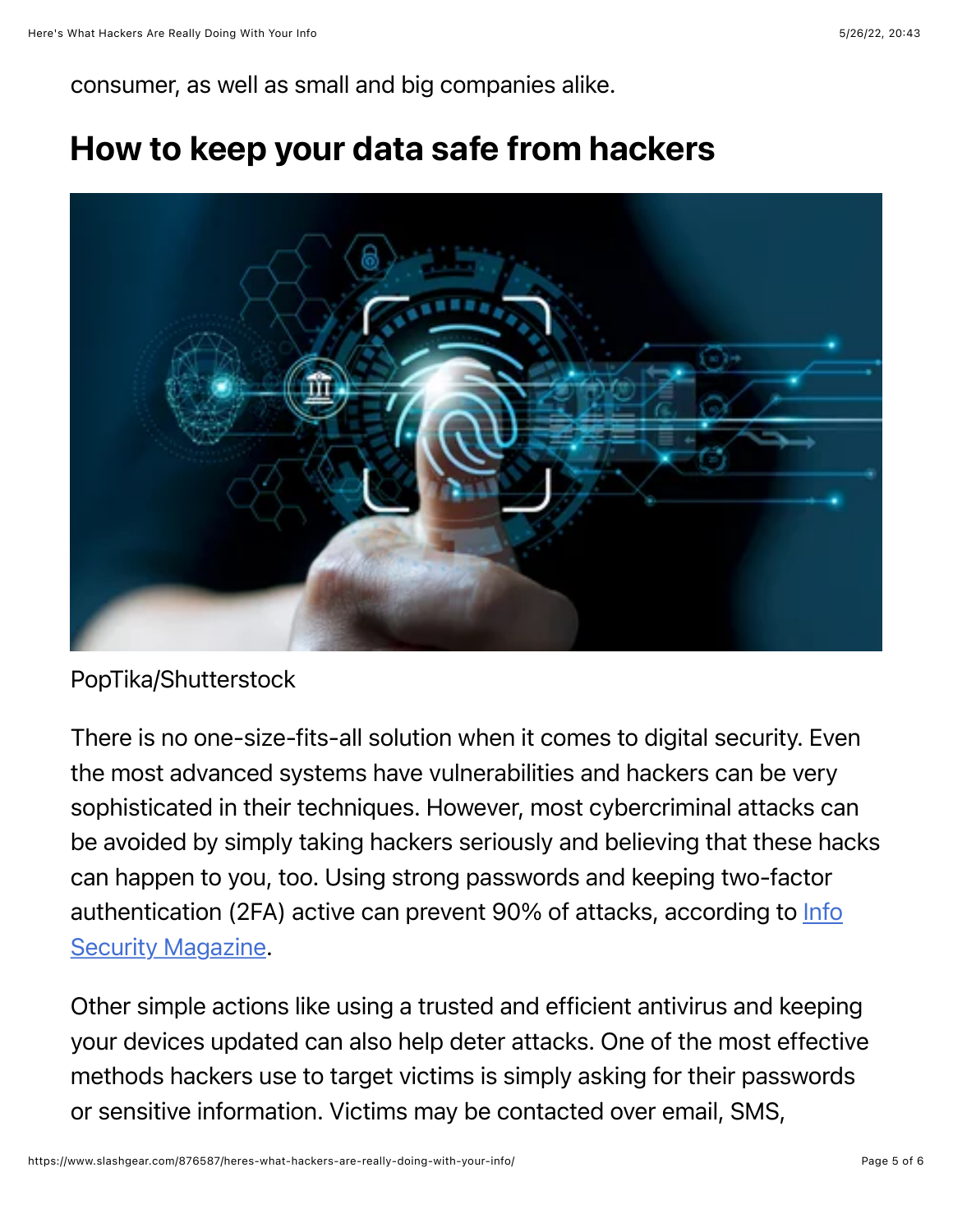consumer, as well as small and big companies alike.

## How to keep your data safe from hackers

PopTika/Shutterstock

There is no one-size-fits-all solution when it comes to digital security. Even the most advanced systems have vulnerabilities and hackers can be very sophisticated in their techniques. However, most cybercriminal attacks can be avoided by simply taking hackers seriously and believing that these hacks can happen to you, too. Using strong passwords and keeping two-factor authentication (2FA) active can prevent 90% of attacks, according to [Info Security Magazine](#).

Other simple actions like using a trusted and efficient antivirus and keeping your devices updated can also help deter attacks. One of the most effective methods hackers use to target victims is simply asking for their passwords or sensitive information. Victims may be contacted over email, SMS,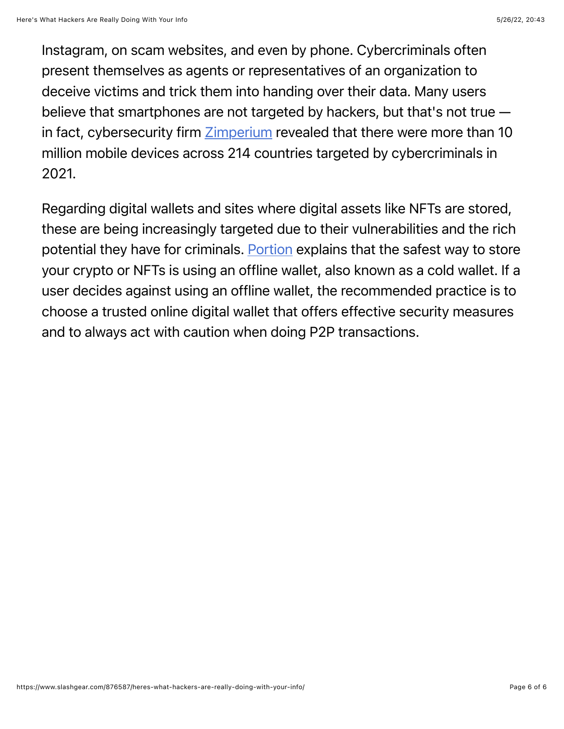Instagram, on scam websites, and even by phone. Cybercriminals often present themselves as agents or representatives of an organization to deceive victims and trick them into handing over their data. Many users believe that smartphones are not targeted by hackers, but that's not true — in fact, cybersecurity firm [Zimperium] revealed that there were more than 10 million mobile devices across 214 countries targeted by cybercriminals in 2021.

Regarding digital wallets and sites where digital assets like NFTs are stored, these are being increasingly targeted due to their vulnerabilities and the rich potential they have for criminals. [Portion] explains that the safest way to store your crypto or NFTs is using an offline wallet, also known as a cold wallet. If a user decides against using an offline wallet, the recommended practice is to choose a trusted online digital wallet that offers effective security measures and to always act with caution when doing P2P transactions.